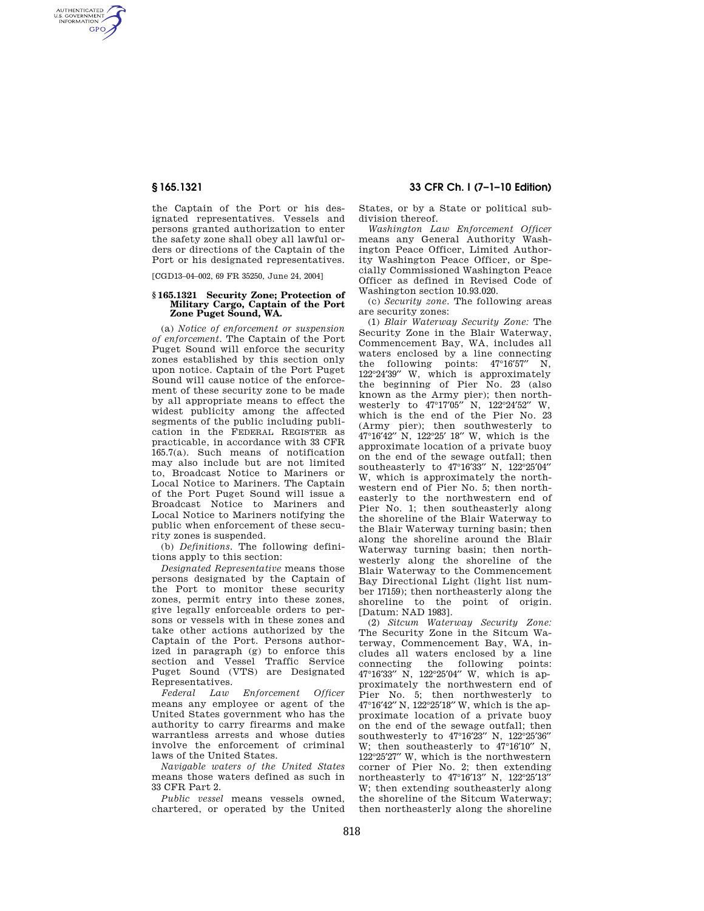the Captain of the Port or his designated representatives. Vessels and persons granted authorization to enter the safety zone shall obey all lawful orders or directions of the Captain of the Port or his designated representatives.

[CGD13–04–002, 69 FR 35250, June 24, 2004]

### § 165.1321 Security Zone; Protection of Military Cargo, Captain of the Port Zone Puget Sound, WA.

(a) *Notice of enforcement or suspension of enforcement.* The Captain of the Port Puget Sound will enforce the security zones established by this section only upon notice. Captain of the Port Puget Sound will cause notice of the enforcement of these security zone to be made by all appropriate means to effect the widest publicity among the affected segments of the public including publication in the FEDERAL REGISTER as practicable, in accordance with 33 CFR 165.7(a). Such means of notification may also include but are not limited to, Broadcast Notice to Mariners or Local Notice to Mariners. The Captain of the Port Puget Sound will issue a Broadcast Notice to Mariners and Local Notice to Mariners notifying the public when enforcement of these security zones is suspended.

(b) *Definitions.* The following definitions apply to this section:

*Designated Representative* means those persons designated by the Captain of the Port to monitor these security zones, permit entry into these zones, give legally enforceable orders to persons or vessels with in these zones and take other actions authorized by the Captain of the Port. Persons authorized in paragraph (g) to enforce this section and Vessel Traffic Service Puget Sound (VTS) are Designated Representatives.

*Federal Law Enforcement Officer* means any employee or agent of the United States government who has the authority to carry firearms and make warrantless arrests and whose duties involve the enforcement of criminal laws of the United States.

*Navigable waters of the United States* means those waters defined as such in 33 CFR Part 2.

*Public vessel* means vessels owned, chartered, or operated by the United States, or by a State or political subdivision thereof.

*Washington Law Enforcement Officer* means any General Authority Washington Peace Officer, Limited Authority Washington Peace Officer, or Specially Commissioned Washington Peace Officer as defined in Revised Code of Washington section 10.93.020.

(c) *Security zone.* The following areas are security zones:

(1) *Blair Waterway Security Zone:* The Security Zone in the Blair Waterway, Commencement Bay, WA, includes all waters enclosed by a line connecting the following points: 47°16′57″ N, 122°24′39″ W, which is approximately the beginning of Pier No. 23 (also known as the Army pier); then northwesterly to 47°17′05″ N, 122°24′52″ W, which is the end of the Pier No. 23 (Army pier); then southwesterly to 47°16′42″ N, 122°25′ 18″ W, which is the approximate location of a private buoy on the end of the sewage outfall; then southeasterly to 47°16′33″ N, 122°25′04″ W, which is approximately the northwestern end of Pier No. 5; then northeasterly to the northwestern end of Pier No. 1; then southeasterly along the shoreline of the Blair Waterway to the Blair Waterway turning basin; then along the shoreline around the Blair Waterway turning basin; then northwesterly along the shoreline of the Blair Waterway to the Commencement Bay Directional Light (light list number 17159); then northeasterly along the shoreline to the point of origin. [Datum: NAD 1983].

(2) *Sitcum Waterway Security Zone:* The Security Zone in the Sitcum Waterway, Commencement Bay, WA, includes all waters enclosed by a line connecting the following points: 47°16′33″ N, 122°25′04″ W, which is approximately the northwestern end of Pier No. 5; then northwesterly to 47°16′42″ N, 122°25′18″ W, which is the approximate location of a private buoy on the end of the sewage outfall; then southwesterly to 47°16′23″ N, 122°25′36″ W; then southeasterly to 47°16′10″ N, 122°25′27″ W, which is the northwestern corner of Pier No. 2; then extending northeasterly to 47°16′13″ N, 122°25′13″ W; then extending southeasterly along the shoreline of the Sitcum Waterway; then northeasterly along the shoreline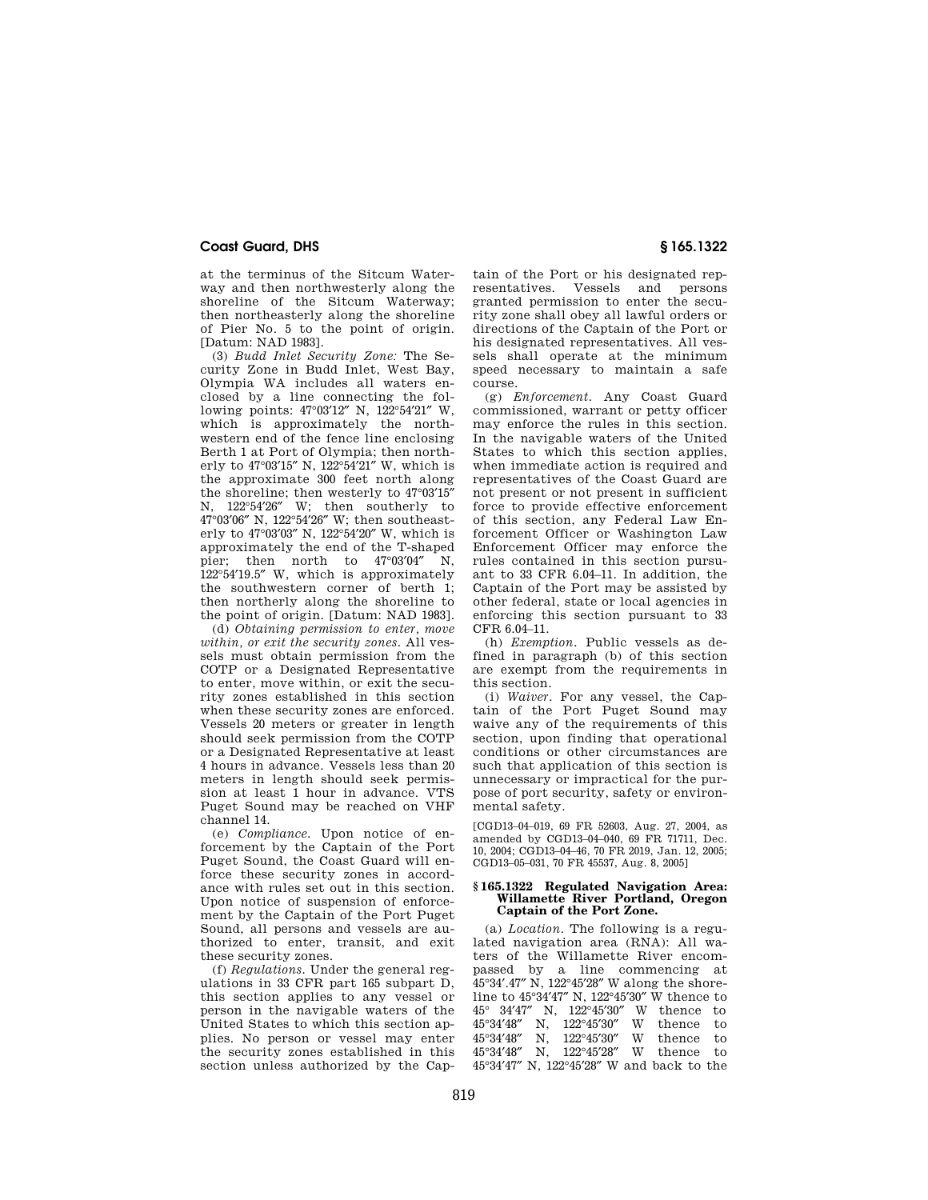at the terminus of the Sitcum Waterway and then northwesterly along the shoreline of the Sitcum Waterway; then northeasterly along the shoreline of Pier No. 5 to the point of origin. [Datum: NAD 1983].

(3) *Budd Inlet Security Zone:* The Security Zone in Budd Inlet, West Bay, Olympia WA includes all waters enclosed by a line connecting the following points: 47°03′12″ N, 122°54′21″ W, which is approximately the northwestern end of the fence line enclosing Berth 1 at Port of Olympia; then northerly to 47°03′15″ N, 122°54′21″ W, which is the approximate 300 feet north along the shoreline; then westerly to 47°03′15″ N, 122°54′26″ W; then southerly to 47°03′06″ N, 122°54′26″ W; then southeasterly to 47°03′03″ N, 122°54′20″ W, which is approximately the end of the T-shaped pier; then north to 47°03′04″ N, 122°54′19.5″ W, which is approximately the southwestern corner of berth 1; then northerly along the shoreline to the point of origin. [Datum: NAD 1983].

(d) *Obtaining permission to enter, move within, or exit the security zones.* All vessels must obtain permission from the COTP or a Designated Representative to enter, move within, or exit the security zones established in this section when these security zones are enforced. Vessels 20 meters or greater in length should seek permission from the COTP or a Designated Representative at least 4 hours in advance. Vessels less than 20 meters in length should seek permission at least 1 hour in advance. VTS Puget Sound may be reached on VHF channel 14.

(e) *Compliance.* Upon notice of enforcement by the Captain of the Port Puget Sound, the Coast Guard will enforce these security zones in accordance with rules set out in this section. Upon notice of suspension of enforcement by the Captain of the Port Puget Sound, all persons and vessels are authorized to enter, transit, and exit these security zones.

(f) *Regulations.* Under the general regulations in 33 CFR part 165 subpart D, this section applies to any vessel or person in the navigable waters of the United States to which this section applies. No person or vessel may enter the security zones established in this section unless authorized by the Captain of the Port or his designated representatives. Vessels and persons granted permission to enter the security zone shall obey all lawful orders or directions of the Captain of the Port or his designated representatives. All vessels shall operate at the minimum speed necessary to maintain a safe course.

(g) *Enforcement.* Any Coast Guard commissioned, warrant or petty officer may enforce the rules in this section. In the navigable waters of the United States to which this section applies, when immediate action is required and representatives of the Coast Guard are not present or not present in sufficient force to provide effective enforcement of this section, any Federal Law Enforcement Officer or Washington Law Enforcement Officer may enforce the rules contained in this section pursuant to 33 CFR 6.04–11. In addition, the Captain of the Port may be assisted by other federal, state or local agencies in enforcing this section pursuant to 33 CFR 6.04–11.

(h) *Exemption.* Public vessels as defined in paragraph (b) of this section are exempt from the requirements in this section.

(i) *Waiver.* For any vessel, the Captain of the Port Puget Sound may waive any of the requirements of this section, upon finding that operational conditions or other circumstances are such that application of this section is unnecessary or impractical for the purpose of port security, safety or environmental safety.

[CGD13–04–019, 69 FR 52603, Aug. 27, 2004, as amended by CGD13–04–040, 69 FR 71711, Dec. 10, 2004; CGD13–04–46, 70 FR 2019, Jan. 12, 2005; CGD13–05–031, 70 FR 45537, Aug. 8, 2005]

### § 165.1322 Regulated Navigation Area: Willamette River Portland, Oregon Captain of the Port Zone.

(a) *Location.* The following is a regulated navigation area (RNA): All waters of the Willamette River encompassed by a line commencing at 45°34′.47″ N, 122°45′28″ W along the shoreline to 45°34′47″ N, 122°45′30″ W thence to 45° 34′47″ N, 122°45′30″ W thence to 45°34′48″ N, 122°45′30″ W thence to 45°34′48″ N, 122°45′30″ W thence to 45°34′48″ N, 122°45′28″ W thence to 45°34′47″ N, 122°45′28″ W and back to the